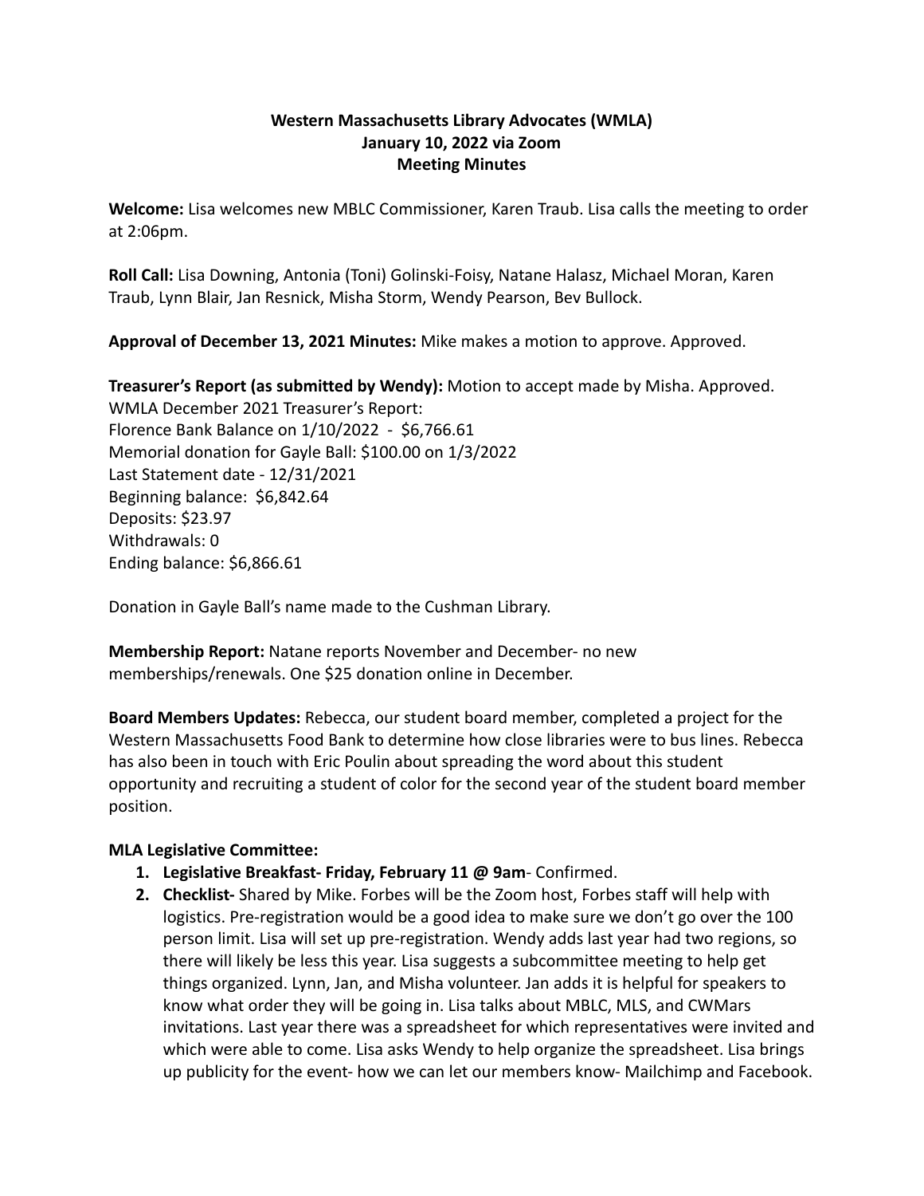# Western Massachusetts Library Advocates (WMLA)
## January 10, 2022 via Zoom
## Meeting Minutes

**Welcome:** Lisa welcomes new MBLC Commissioner, Karen Traub. Lisa calls the meeting to order at 2:06pm.

**Roll Call:** Lisa Downing, Antonia (Toni) Golinski-Foisy, Natane Halasz, Michael Moran, Karen Traub, Lynn Blair, Jan Resnick, Misha Storm, Wendy Pearson, Bev Bullock.

**Approval of December 13, 2021 Minutes:** Mike makes a motion to approve. Approved.

**Treasurer's Report (as submitted by Wendy):** Motion to accept made by Misha. Approved.
WMLA December 2021 Treasurer's Report:
Florence Bank Balance on 1/10/2022 - $6,766.61
Memorial donation for Gayle Ball: $100.00 on 1/3/2022
Last Statement date - 12/31/2021
Beginning balance: $6,842.64
Deposits: $23.97
Withdrawals: 0
Ending balance: $6,866.61

Donation in Gayle Ball's name made to the Cushman Library.

**Membership Report:** Natane reports November and December- no new memberships/renewals. One $25 donation online in December.

**Board Members Updates:** Rebecca, our student board member, completed a project for the Western Massachusetts Food Bank to determine how close libraries were to bus lines. Rebecca has also been in touch with Eric Poulin about spreading the word about this student opportunity and recruiting a student of color for the second year of the student board member position.

**MLA Legislative Committee:**

1. **Legislative Breakfast- Friday, February 11 @ 9am**- Confirmed.
2. **Checklist-** Shared by Mike. Forbes will be the Zoom host, Forbes staff will help with logistics. Pre-registration would be a good idea to make sure we don't go over the 100 person limit. Lisa will set up pre-registration. Wendy adds last year had two regions, so there will likely be less this year. Lisa suggests a subcommittee meeting to help get things organized. Lynn, Jan, and Misha volunteer. Jan adds it is helpful for speakers to know what order they will be going in. Lisa talks about MBLC, MLS, and CWMars invitations. Last year there was a spreadsheet for which representatives were invited and which were able to come. Lisa asks Wendy to help organize the spreadsheet. Lisa brings up publicity for the event- how we can let our members know- Mailchimp and Facebook.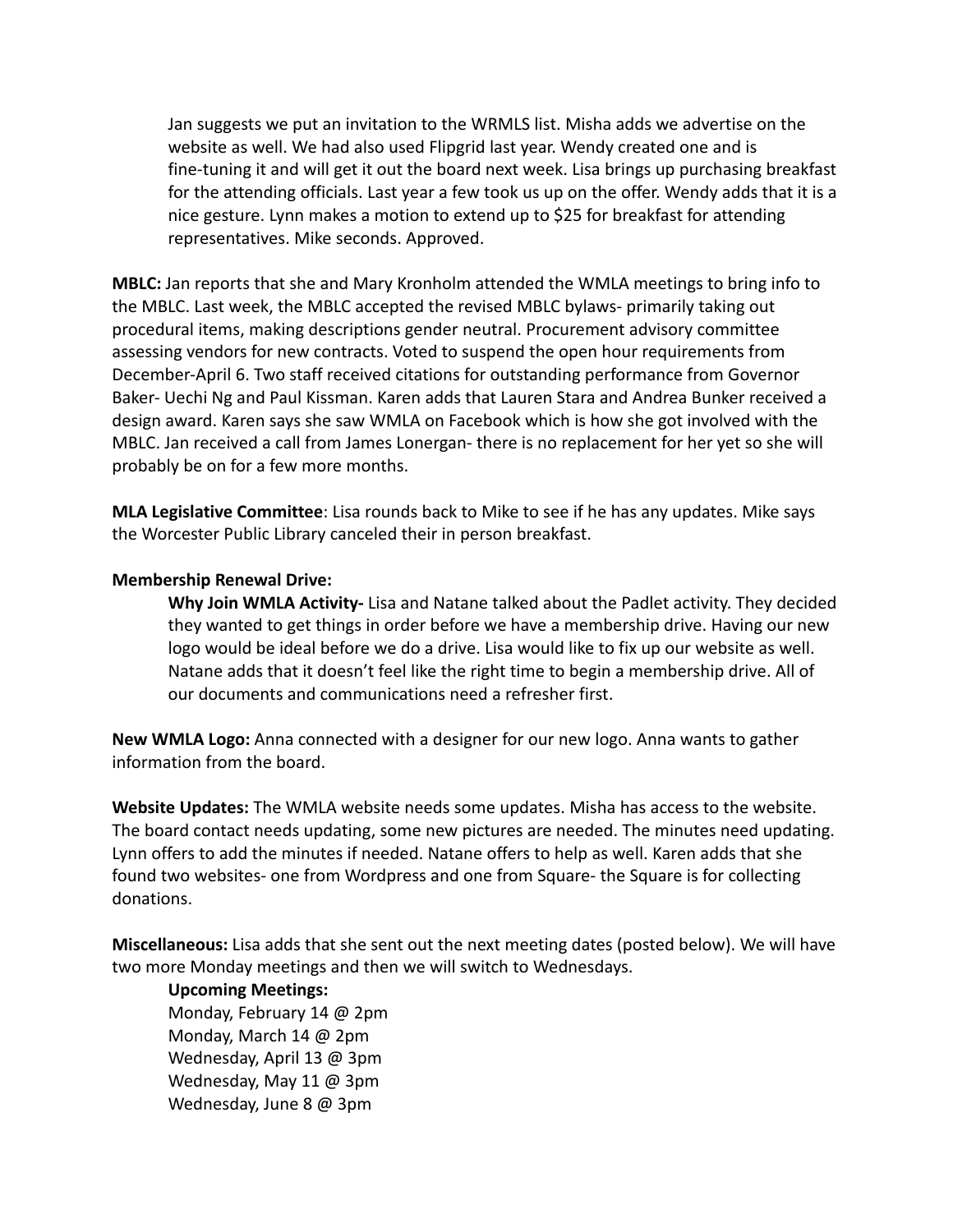Jan suggests we put an invitation to the WRMLS list. Misha adds we advertise on the website as well. We had also used Flipgrid last year. Wendy created one and is fine-tuning it and will get it out the board next week. Lisa brings up purchasing breakfast for the attending officials. Last year a few took us up on the offer. Wendy adds that it is a nice gesture. Lynn makes a motion to extend up to $25 for breakfast for attending representatives. Mike seconds. Approved.

**MBLC:** Jan reports that she and Mary Kronholm attended the WMLA meetings to bring info to the MBLC. Last week, the MBLC accepted the revised MBLC bylaws- primarily taking out procedural items, making descriptions gender neutral. Procurement advisory committee assessing vendors for new contracts. Voted to suspend the open hour requirements from December-April 6. Two staff received citations for outstanding performance from Governor Baker- Uechi Ng and Paul Kissman. Karen adds that Lauren Stara and Andrea Bunker received a design award. Karen says she saw WMLA on Facebook which is how she got involved with the MBLC. Jan received a call from James Lonergan- there is no replacement for her yet so she will probably be on for a few more months.

**MLA Legislative Committee**: Lisa rounds back to Mike to see if he has any updates. Mike says the Worcester Public Library canceled their in person breakfast.

**Membership Renewal Drive:**

**Why Join WMLA Activity-** Lisa and Natane talked about the Padlet activity. They decided they wanted to get things in order before we have a membership drive. Having our new logo would be ideal before we do a drive. Lisa would like to fix up our website as well. Natane adds that it doesn't feel like the right time to begin a membership drive. All of our documents and communications need a refresher first.

**New WMLA Logo:** Anna connected with a designer for our new logo. Anna wants to gather information from the board.

**Website Updates:** The WMLA website needs some updates. Misha has access to the website. The board contact needs updating, some new pictures are needed. The minutes need updating. Lynn offers to add the minutes if needed. Natane offers to help as well. Karen adds that she found two websites- one from Wordpress and one from Square- the Square is for collecting donations.

**Miscellaneous:** Lisa adds that she sent out the next meeting dates (posted below). We will have two more Monday meetings and then we will switch to Wednesdays.

**Upcoming Meetings:**
Monday, February 14 @ 2pm
Monday, March 14 @ 2pm
Wednesday, April 13 @ 3pm
Wednesday, May 11 @ 3pm
Wednesday, June 8 @ 3pm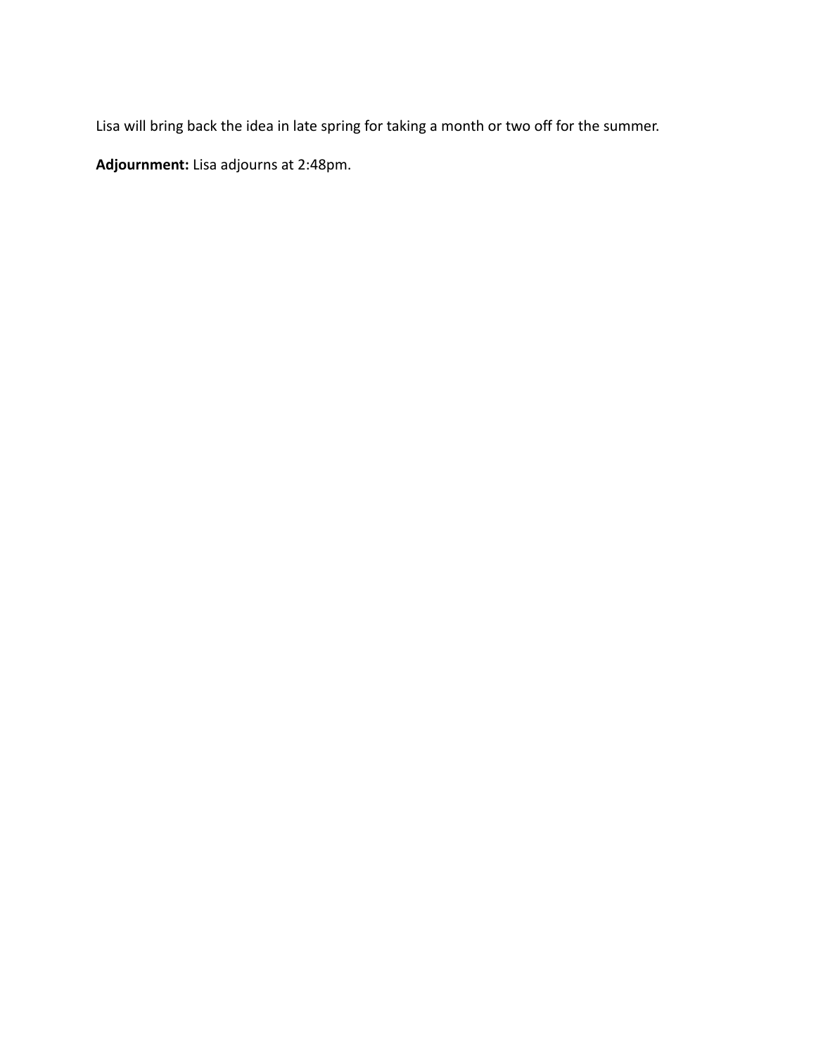Lisa will bring back the idea in late spring for taking a month or two off for the summer.

**Adjournment:** Lisa adjourns at 2:48pm.